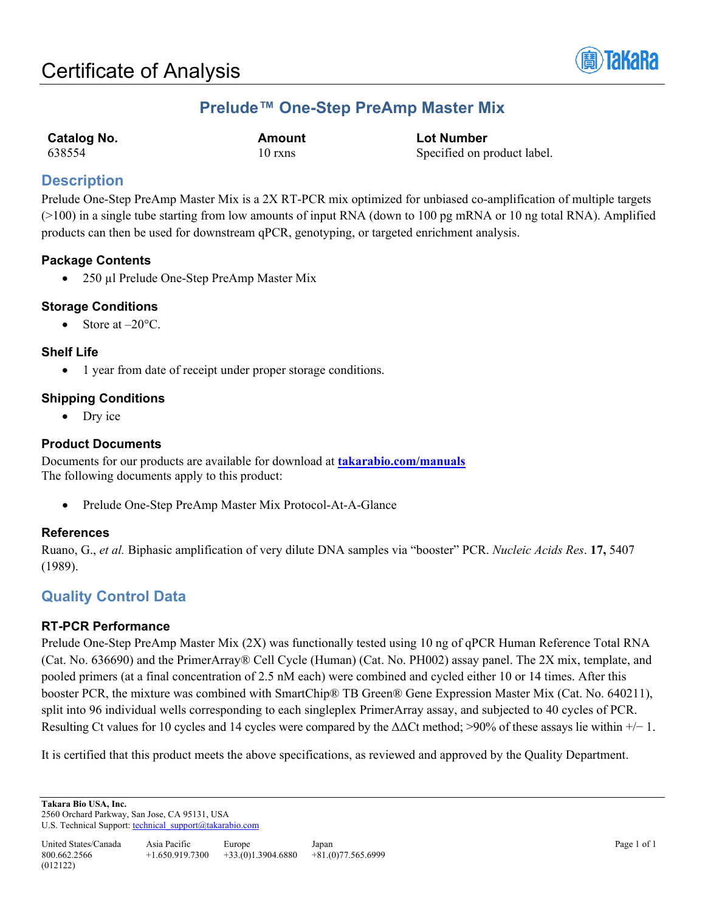# Certificate of Analysis

## Prelude™ One-Step PreAmp Master Mix

| Catalog No. | Amount | Lot Number |
|---|---|---|
| 638554 | 10 rxns | Specified on product label. |

## Description

Prelude One-Step PreAmp Master Mix is a 2X RT-PCR mix optimized for unbiased co-amplification of multiple targets (>100) in a single tube starting from low amounts of input RNA (down to 100 pg mRNA or 10 ng total RNA). Amplified products can then be used for downstream qPCR, genotyping, or targeted enrichment analysis.

### Package Contents

- 250 µl Prelude One-Step PreAmp Master Mix

### Storage Conditions

- Store at –20°C.

### Shelf Life

- 1 year from date of receipt under proper storage conditions.

### Shipping Conditions

- Dry ice

### Product Documents

Documents for our products are available for download at **takarabio.com/manuals**
The following documents apply to this product:

- Prelude One-Step PreAmp Master Mix Protocol-At-A-Glance

### References

Ruano, G., *et al.* Biphasic amplification of very dilute DNA samples via "booster" PCR. *Nucleic Acids Res*. **17,** 5407 (1989).

## Quality Control Data

### RT-PCR Performance

Prelude One-Step PreAmp Master Mix (2X) was functionally tested using 10 ng of qPCR Human Reference Total RNA (Cat. No. 636690) and the PrimerArray® Cell Cycle (Human) (Cat. No. PH002) assay panel. The 2X mix, template, and pooled primers (at a final concentration of 2.5 nM each) were combined and cycled either 10 or 14 times. After this booster PCR, the mixture was combined with SmartChip® TB Green® Gene Expression Master Mix (Cat. No. 640211), split into 96 individual wells corresponding to each singleplex PrimerArray assay, and subjected to 40 cycles of PCR. Resulting Ct values for 10 cycles and 14 cycles were compared by the ΔΔCt method; >90% of these assays lie within +/− 1.

It is certified that this product meets the above specifications, as reviewed and approved by the Quality Department.

**Takara Bio USA, Inc.**
2560 Orchard Parkway, San Jose, CA 95131, USA
U.S. Technical Support: technical_support@takarabio.com

| United States/Canada | Asia Pacific | Europe | Japan |
|---|---|---|---|
| 800.662.2566 | +1.650.919.7300 | +33.(0)1.3904.6880 | +81.(0)77.565.6999 |

(012122)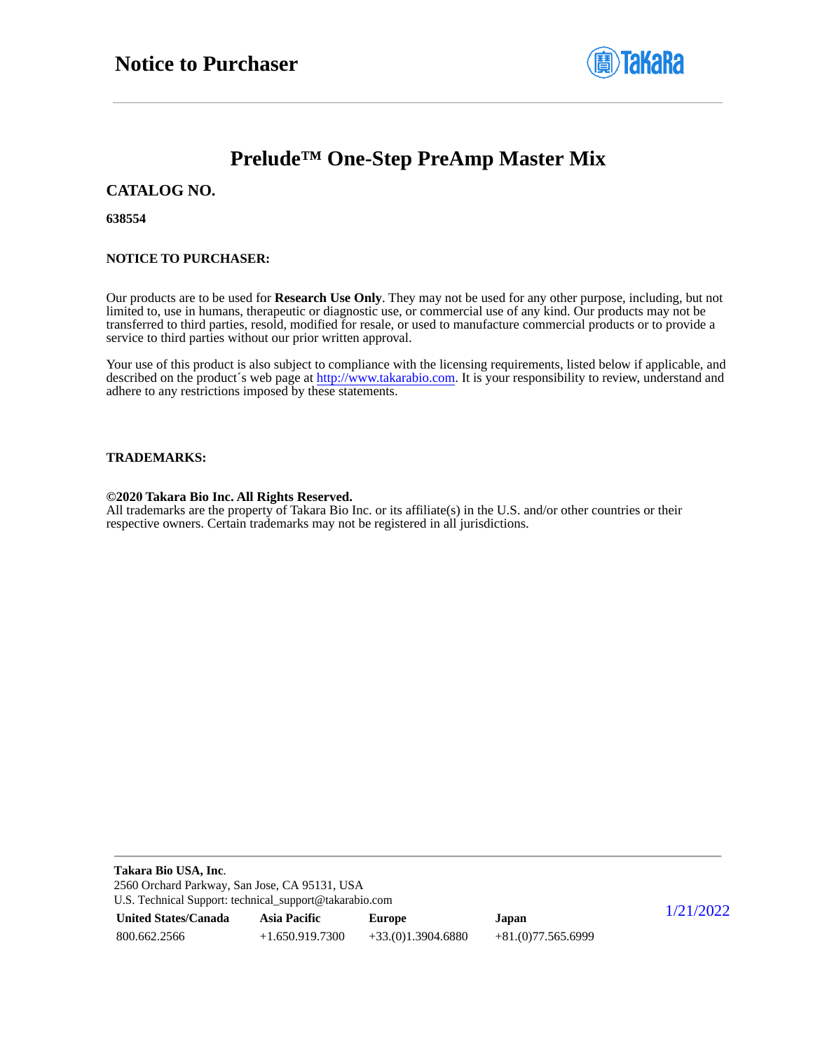# Notice to Purchaser

## Prelude™ One-Step PreAmp Master Mix

### CATALOG NO.

**638554**

**NOTICE TO PURCHASER:**

Our products are to be used for **Research Use Only**. They may not be used for any other purpose, including, but not limited to, use in humans, therapeutic or diagnostic use, or commercial use of any kind. Our products may not be transferred to third parties, resold, modified for resale, or used to manufacture commercial products or to provide a service to third parties without our prior written approval.

Your use of this product is also subject to compliance with the licensing requirements, listed below if applicable, and described on the product´s web page at http://www.takarabio.com. It is your responsibility to review, understand and adhere to any restrictions imposed by these statements.

**TRADEMARKS:**

**©2020 Takara Bio Inc. All Rights Reserved.**
All trademarks are the property of Takara Bio Inc. or its affiliate(s) in the U.S. and/or other countries or their respective owners. Certain trademarks may not be registered in all jurisdictions.

**Takara Bio USA, Inc.**
2560 Orchard Parkway, San Jose, CA 95131, USA
U.S. Technical Support: technical_support@takarabio.com

| United States/Canada | Asia Pacific | Europe | Japan |
|---|---|---|---|
| 800.662.2566 | +1.650.919.7300 | +33.(0)1.3904.6880 | +81.(0)77.565.6999 |

1/21/2022